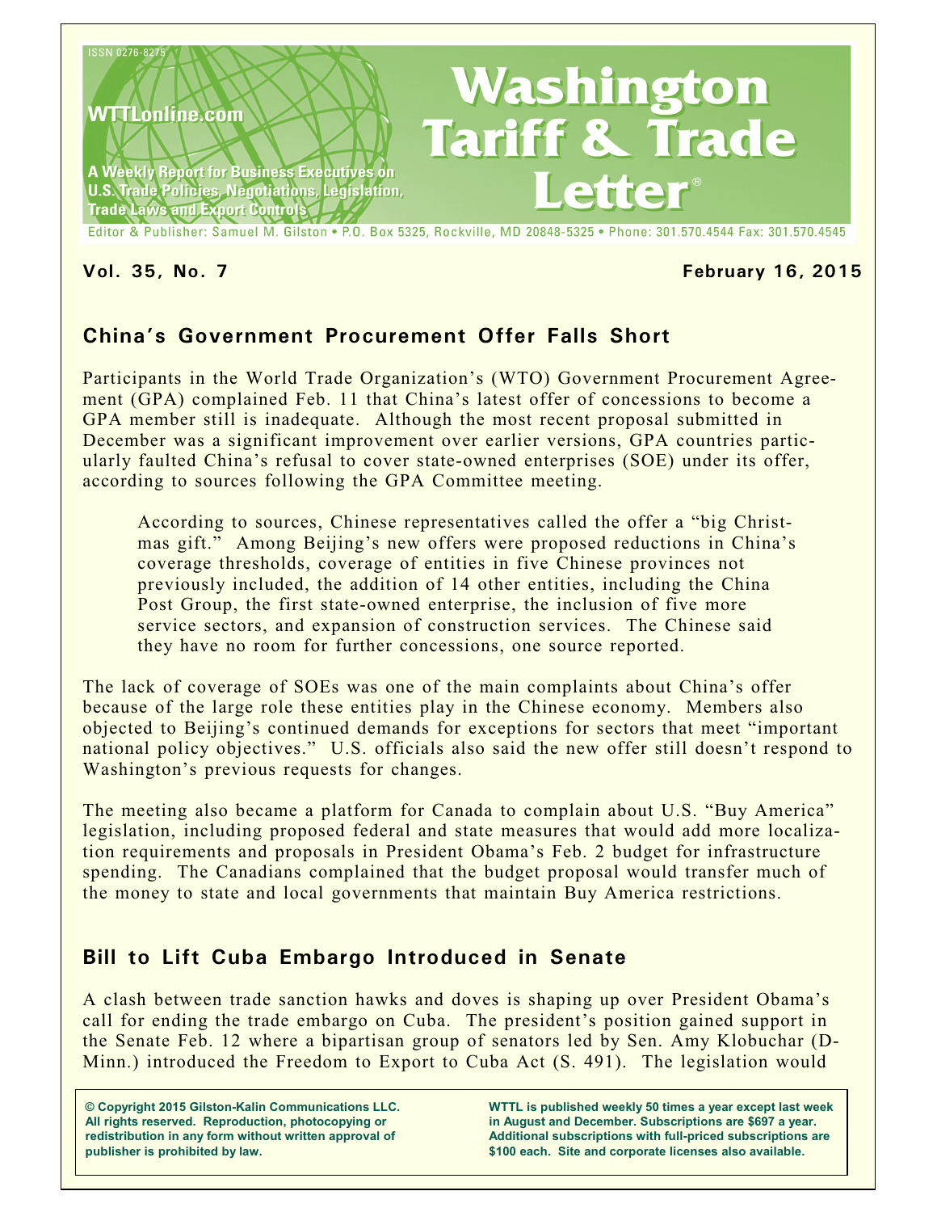ISSN 0276-8275

WTTLonline.com

A Weekly Report for Business Executives on U.S. Trade Policies, Negotiations, Legislation, Trade Laws and Export Controls

# Washington Tariff & Trade Letter®

Editor & Publisher: Samuel M. Gilston • P.O. Box 5325, Rockville, MD 20848-5325 • Phone: 301.570.4544 Fax: 301.570.4545

**Vol. 35, No. 7** **February 16, 2015**

## China's Government Procurement Offer Falls Short

Participants in the World Trade Organization's (WTO) Government Procurement Agreement (GPA) complained Feb. 11 that China's latest offer of concessions to become a GPA member still is inadequate. Although the most recent proposal submitted in December was a significant improvement over earlier versions, GPA countries particularly faulted China's refusal to cover state-owned enterprises (SOE) under its offer, according to sources following the GPA Committee meeting.

> According to sources, Chinese representatives called the offer a "big Christmas gift." Among Beijing's new offers were proposed reductions in China's coverage thresholds, coverage of entities in five Chinese provinces not previously included, the addition of 14 other entities, including the China Post Group, the first state-owned enterprise, the inclusion of five more service sectors, and expansion of construction services. The Chinese said they have no room for further concessions, one source reported.

The lack of coverage of SOEs was one of the main complaints about China's offer because of the large role these entities play in the Chinese economy. Members also objected to Beijing's continued demands for exceptions for sectors that meet "important national policy objectives." U.S. officials also said the new offer still doesn't respond to Washington's previous requests for changes.

The meeting also became a platform for Canada to complain about U.S. "Buy America" legislation, including proposed federal and state measures that would add more localization requirements and proposals in President Obama's Feb. 2 budget for infrastructure spending. The Canadians complained that the budget proposal would transfer much of the money to state and local governments that maintain Buy America restrictions.

## Bill to Lift Cuba Embargo Introduced in Senate

A clash between trade sanction hawks and doves is shaping up over President Obama's call for ending the trade embargo on Cuba. The president's position gained support in the Senate Feb. 12 where a bipartisan group of senators led by Sen. Amy Klobuchar (D-Minn.) introduced the Freedom to Export to Cuba Act (S. 491). The legislation would

**© Copyright 2015 Gilston-Kalin Communications LLC. All rights reserved. Reproduction, photocopying or redistribution in any form without written approval of publisher is prohibited by law.**

**WTTL is published weekly 50 times a year except last week in August and December. Subscriptions are $697 a year. Additional subscriptions with full-priced subscriptions are $100 each. Site and corporate licenses also available.**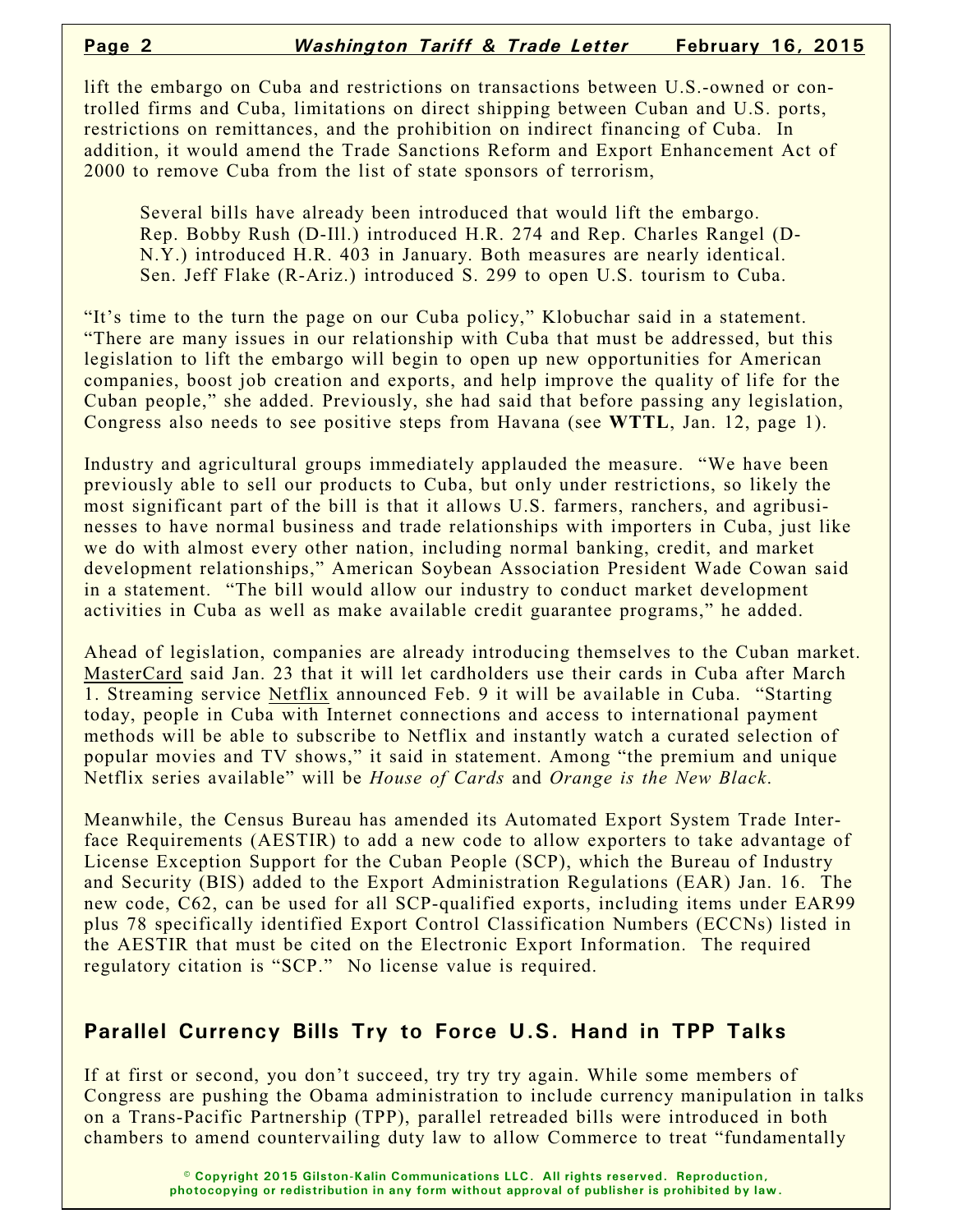lift the embargo on Cuba and restrictions on transactions between U.S.-owned or controlled firms and Cuba, limitations on direct shipping between Cuban and U.S. ports, restrictions on remittances, and the prohibition on indirect financing of Cuba. In addition, it would amend the Trade Sanctions Reform and Export Enhancement Act of 2000 to remove Cuba from the list of state sponsors of terrorism,

> Several bills have already been introduced that would lift the embargo. Rep. Bobby Rush (D-Ill.) introduced H.R. 274 and Rep. Charles Rangel (D-N.Y.) introduced H.R. 403 in January. Both measures are nearly identical. Sen. Jeff Flake (R-Ariz.) introduced S. 299 to open U.S. tourism to Cuba.

"It's time to the turn the page on our Cuba policy," Klobuchar said in a statement. "There are many issues in our relationship with Cuba that must be addressed, but this legislation to lift the embargo will begin to open up new opportunities for American companies, boost job creation and exports, and help improve the quality of life for the Cuban people," she added. Previously, she had said that before passing any legislation, Congress also needs to see positive steps from Havana (see **WTTL**, Jan. 12, page 1).

Industry and agricultural groups immediately applauded the measure. "We have been previously able to sell our products to Cuba, but only under restrictions, so likely the most significant part of the bill is that it allows U.S. farmers, ranchers, and agribusinesses to have normal business and trade relationships with importers in Cuba, just like we do with almost every other nation, including normal banking, credit, and market development relationships," American Soybean Association President Wade Cowan said in a statement. "The bill would allow our industry to conduct market development activities in Cuba as well as make available credit guarantee programs," he added.

Ahead of legislation, companies are already introducing themselves to the Cuban market. MasterCard said Jan. 23 that it will let cardholders use their cards in Cuba after March 1. Streaming service Netflix announced Feb. 9 it will be available in Cuba. "Starting today, people in Cuba with Internet connections and access to international payment methods will be able to subscribe to Netflix and instantly watch a curated selection of popular movies and TV shows," it said in statement. Among "the premium and unique Netflix series available" will be *House of Cards* and *Orange is the New Black*.

Meanwhile, the Census Bureau has amended its Automated Export System Trade Interface Requirements (AESTIR) to add a new code to allow exporters to take advantage of License Exception Support for the Cuban People (SCP), which the Bureau of Industry and Security (BIS) added to the Export Administration Regulations (EAR) Jan. 16. The new code, C62, can be used for all SCP-qualified exports, including items under EAR99 plus 78 specifically identified Export Control Classification Numbers (ECCNs) listed in the AESTIR that must be cited on the Electronic Export Information. The required regulatory citation is "SCP." No license value is required.

## Parallel Currency Bills Try to Force U.S. Hand in TPP Talks

If at first or second, you don't succeed, try try try again. While some members of Congress are pushing the Obama administration to include currency manipulation in talks on a Trans-Pacific Partnership (TPP), parallel retreaded bills were introduced in both chambers to amend countervailing duty law to allow Commerce to treat "fundamentally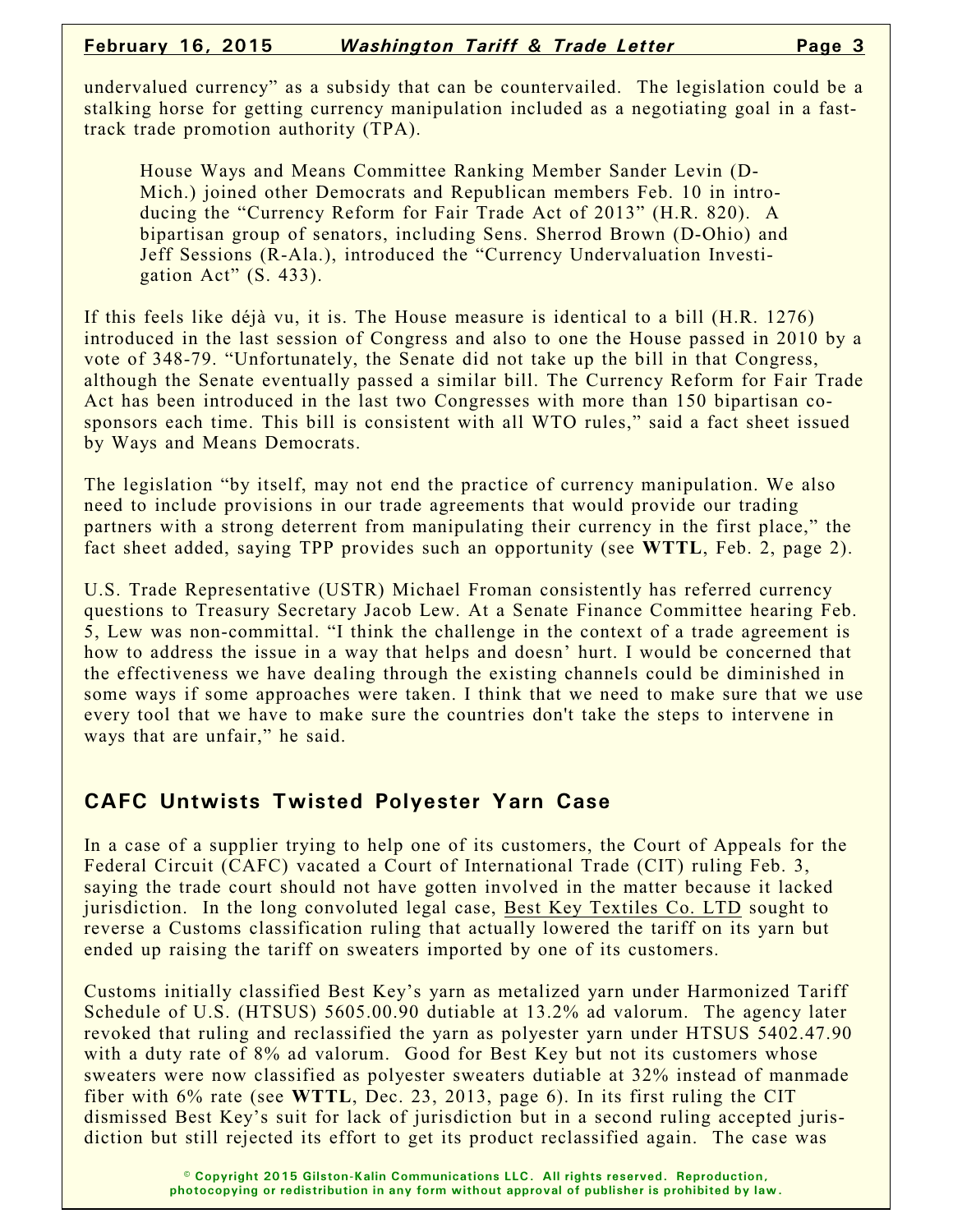undervalued currency" as a subsidy that can be countervailed. The legislation could be a stalking horse for getting currency manipulation included as a negotiating goal in a fast-track trade promotion authority (TPA).

> House Ways and Means Committee Ranking Member Sander Levin (D-Mich.) joined other Democrats and Republican members Feb. 10 in introducing the "Currency Reform for Fair Trade Act of 2013" (H.R. 820). A bipartisan group of senators, including Sens. Sherrod Brown (D-Ohio) and Jeff Sessions (R-Ala.), introduced the "Currency Undervaluation Investigation Act" (S. 433).

If this feels like déjà vu, it is. The House measure is identical to a bill (H.R. 1276) introduced in the last session of Congress and also to one the House passed in 2010 by a vote of 348-79. "Unfortunately, the Senate did not take up the bill in that Congress, although the Senate eventually passed a similar bill. The Currency Reform for Fair Trade Act has been introduced in the last two Congresses with more than 150 bipartisan co-sponsors each time. This bill is consistent with all WTO rules," said a fact sheet issued by Ways and Means Democrats.

The legislation "by itself, may not end the practice of currency manipulation. We also need to include provisions in our trade agreements that would provide our trading partners with a strong deterrent from manipulating their currency in the first place," the fact sheet added, saying TPP provides such an opportunity (see **WTTL**, Feb. 2, page 2).

U.S. Trade Representative (USTR) Michael Froman consistently has referred currency questions to Treasury Secretary Jacob Lew. At a Senate Finance Committee hearing Feb. 5, Lew was non-committal. "I think the challenge in the context of a trade agreement is how to address the issue in a way that helps and doesn' hurt. I would be concerned that the effectiveness we have dealing through the existing channels could be diminished in some ways if some approaches were taken. I think that we need to make sure that we use every tool that we have to make sure the countries don't take the steps to intervene in ways that are unfair," he said.

## CAFC Untwists Twisted Polyester Yarn Case

In a case of a supplier trying to help one of its customers, the Court of Appeals for the Federal Circuit (CAFC) vacated a Court of International Trade (CIT) ruling Feb. 3, saying the trade court should not have gotten involved in the matter because it lacked jurisdiction. In the long convoluted legal case, Best Key Textiles Co. LTD sought to reverse a Customs classification ruling that actually lowered the tariff on its yarn but ended up raising the tariff on sweaters imported by one of its customers.

Customs initially classified Best Key's yarn as metalized yarn under Harmonized Tariff Schedule of U.S. (HTSUS) 5605.00.90 dutiable at 13.2% ad valorum. The agency later revoked that ruling and reclassified the yarn as polyester yarn under HTSUS 5402.47.90 with a duty rate of 8% ad valorum. Good for Best Key but not its customers whose sweaters were now classified as polyester sweaters dutiable at 32% instead of manmade fiber with 6% rate (see **WTTL**, Dec. 23, 2013, page 6). In its first ruling the CIT dismissed Best Key's suit for lack of jurisdiction but in a second ruling accepted jurisdiction but still rejected its effort to get its product reclassified again. The case was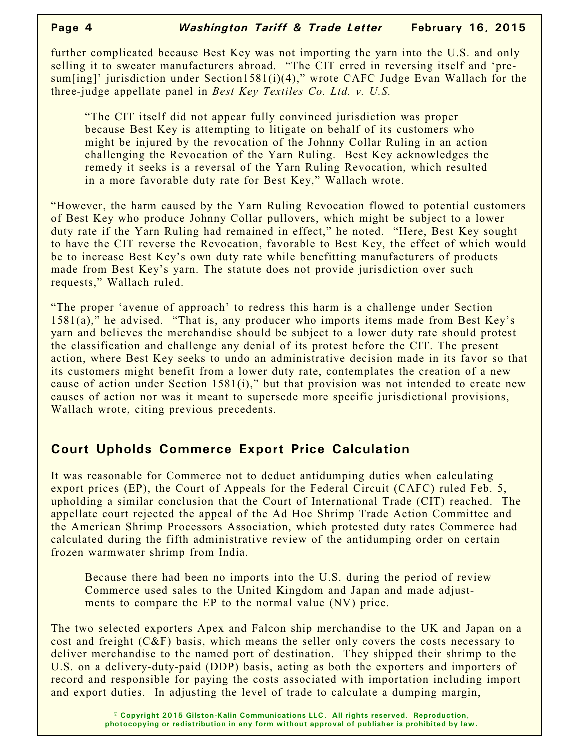further complicated because Best Key was not importing the yarn into the U.S. and only selling it to sweater manufacturers abroad. "The CIT erred in reversing itself and 'presum[ing]' jurisdiction under Section1581(i)(4)," wrote CAFC Judge Evan Wallach for the three-judge appellate panel in *Best Key Textiles Co. Ltd. v. U.S.*

> "The CIT itself did not appear fully convinced jurisdiction was proper because Best Key is attempting to litigate on behalf of its customers who might be injured by the revocation of the Johnny Collar Ruling in an action challenging the Revocation of the Yarn Ruling. Best Key acknowledges the remedy it seeks is a reversal of the Yarn Ruling Revocation, which resulted in a more favorable duty rate for Best Key," Wallach wrote.

"However, the harm caused by the Yarn Ruling Revocation flowed to potential customers of Best Key who produce Johnny Collar pullovers, which might be subject to a lower duty rate if the Yarn Ruling had remained in effect," he noted. "Here, Best Key sought to have the CIT reverse the Revocation, favorable to Best Key, the effect of which would be to increase Best Key's own duty rate while benefitting manufacturers of products made from Best Key's yarn. The statute does not provide jurisdiction over such requests," Wallach ruled.

"The proper 'avenue of approach' to redress this harm is a challenge under Section 1581(a)," he advised. "That is, any producer who imports items made from Best Key's yarn and believes the merchandise should be subject to a lower duty rate should protest the classification and challenge any denial of its protest before the CIT. The present action, where Best Key seeks to undo an administrative decision made in its favor so that its customers might benefit from a lower duty rate, contemplates the creation of a new cause of action under Section 1581(i)," but that provision was not intended to create new causes of action nor was it meant to supersede more specific jurisdictional provisions, Wallach wrote, citing previous precedents.

## Court Upholds Commerce Export Price Calculation

It was reasonable for Commerce not to deduct antidumping duties when calculating export prices (EP), the Court of Appeals for the Federal Circuit (CAFC) ruled Feb. 5, upholding a similar conclusion that the Court of International Trade (CIT) reached. The appellate court rejected the appeal of the Ad Hoc Shrimp Trade Action Committee and the American Shrimp Processors Association, which protested duty rates Commerce had calculated during the fifth administrative review of the antidumping order on certain frozen warmwater shrimp from India.

> Because there had been no imports into the U.S. during the period of review Commerce used sales to the United Kingdom and Japan and made adjustments to compare the EP to the normal value (NV) price.

The two selected exporters Apex and Falcon ship merchandise to the UK and Japan on a cost and freight (C&F) basis, which means the seller only covers the costs necessary to deliver merchandise to the named port of destination. They shipped their shrimp to the U.S. on a delivery-duty-paid (DDP) basis, acting as both the exporters and importers of record and responsible for paying the costs associated with importation including import and export duties. In adjusting the level of trade to calculate a dumping margin,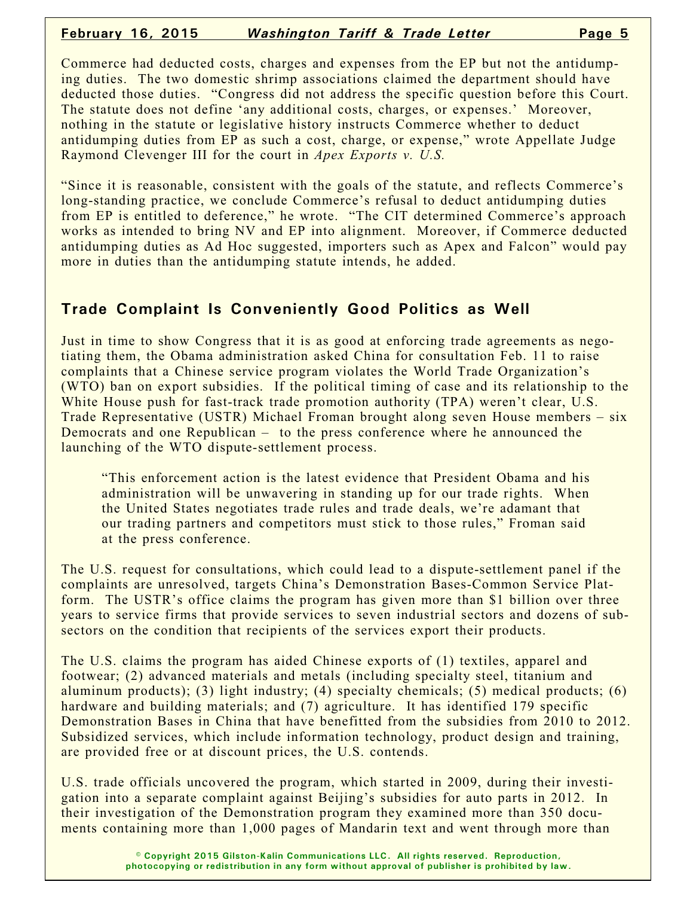Commerce had deducted costs, charges and expenses from the EP but not the antidumping duties. The two domestic shrimp associations claimed the department should have deducted those duties. "Congress did not address the specific question before this Court. The statute does not define 'any additional costs, charges, or expenses.' Moreover, nothing in the statute or legislative history instructs Commerce whether to deduct antidumping duties from EP as such a cost, charge, or expense," wrote Appellate Judge Raymond Clevenger III for the court in *Apex Exports v. U.S.*

"Since it is reasonable, consistent with the goals of the statute, and reflects Commerce's long-standing practice, we conclude Commerce's refusal to deduct antidumping duties from EP is entitled to deference," he wrote. "The CIT determined Commerce's approach works as intended to bring NV and EP into alignment. Moreover, if Commerce deducted antidumping duties as Ad Hoc suggested, importers such as Apex and Falcon" would pay more in duties than the antidumping statute intends, he added.

## Trade Complaint Is Conveniently Good Politics as Well

Just in time to show Congress that it is as good at enforcing trade agreements as negotiating them, the Obama administration asked China for consultation Feb. 11 to raise complaints that a Chinese service program violates the World Trade Organization's (WTO) ban on export subsidies. If the political timing of case and its relationship to the White House push for fast-track trade promotion authority (TPA) weren't clear, U.S. Trade Representative (USTR) Michael Froman brought along seven House members – six Democrats and one Republican – to the press conference where he announced the launching of the WTO dispute-settlement process.

> "This enforcement action is the latest evidence that President Obama and his administration will be unwavering in standing up for our trade rights. When the United States negotiates trade rules and trade deals, we're adamant that our trading partners and competitors must stick to those rules," Froman said at the press conference.

The U.S. request for consultations, which could lead to a dispute-settlement panel if the complaints are unresolved, targets China's Demonstration Bases-Common Service Platform. The USTR's office claims the program has given more than $1 billion over three years to service firms that provide services to seven industrial sectors and dozens of subsectors on the condition that recipients of the services export their products.

The U.S. claims the program has aided Chinese exports of (1) textiles, apparel and footwear; (2) advanced materials and metals (including specialty steel, titanium and aluminum products); (3) light industry; (4) specialty chemicals; (5) medical products; (6) hardware and building materials; and (7) agriculture. It has identified 179 specific Demonstration Bases in China that have benefitted from the subsidies from 2010 to 2012. Subsidized services, which include information technology, product design and training, are provided free or at discount prices, the U.S. contends.

U.S. trade officials uncovered the program, which started in 2009, during their investigation into a separate complaint against Beijing's subsidies for auto parts in 2012. In their investigation of the Demonstration program they examined more than 350 documents containing more than 1,000 pages of Mandarin text and went through more than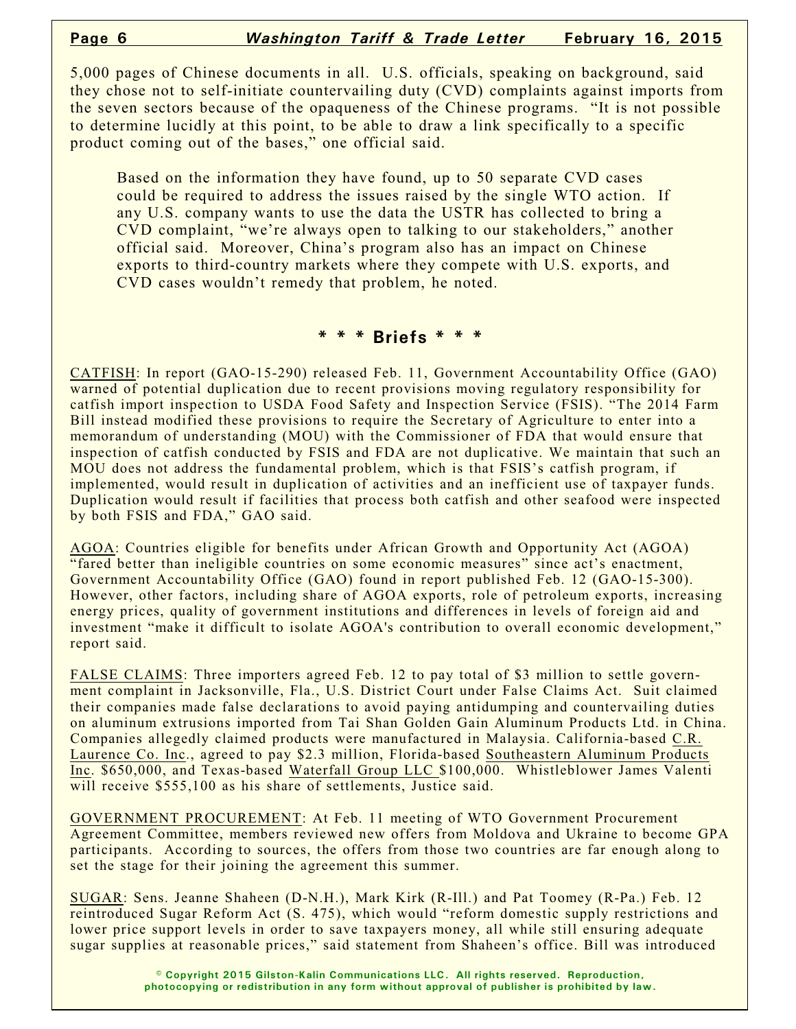5,000 pages of Chinese documents in all. U.S. officials, speaking on background, said they chose not to self-initiate countervailing duty (CVD) complaints against imports from the seven sectors because of the opaqueness of the Chinese programs. "It is not possible to determine lucidly at this point, to be able to draw a link specifically to a specific product coming out of the bases," one official said.

> Based on the information they have found, up to 50 separate CVD cases could be required to address the issues raised by the single WTO action. If any U.S. company wants to use the data the USTR has collected to bring a CVD complaint, "we're always open to talking to our stakeholders," another official said. Moreover, China's program also has an impact on Chinese exports to third-country markets where they compete with U.S. exports, and CVD cases wouldn't remedy that problem, he noted.

## * * * Briefs * * *

CATFISH: In report (GAO-15-290) released Feb. 11, Government Accountability Office (GAO) warned of potential duplication due to recent provisions moving regulatory responsibility for catfish import inspection to USDA Food Safety and Inspection Service (FSIS). "The 2014 Farm Bill instead modified these provisions to require the Secretary of Agriculture to enter into a memorandum of understanding (MOU) with the Commissioner of FDA that would ensure that inspection of catfish conducted by FSIS and FDA are not duplicative. We maintain that such an MOU does not address the fundamental problem, which is that FSIS's catfish program, if implemented, would result in duplication of activities and an inefficient use of taxpayer funds. Duplication would result if facilities that process both catfish and other seafood were inspected by both FSIS and FDA," GAO said.

AGOA: Countries eligible for benefits under African Growth and Opportunity Act (AGOA) "fared better than ineligible countries on some economic measures" since act's enactment, Government Accountability Office (GAO) found in report published Feb. 12 (GAO-15-300). However, other factors, including share of AGOA exports, role of petroleum exports, increasing energy prices, quality of government institutions and differences in levels of foreign aid and investment "make it difficult to isolate AGOA's contribution to overall economic development," report said.

FALSE CLAIMS: Three importers agreed Feb. 12 to pay total of $3 million to settle government complaint in Jacksonville, Fla., U.S. District Court under False Claims Act. Suit claimed their companies made false declarations to avoid paying antidumping and countervailing duties on aluminum extrusions imported from Tai Shan Golden Gain Aluminum Products Ltd. in China. Companies allegedly claimed products were manufactured in Malaysia. California-based C.R. Laurence Co. Inc., agreed to pay $2.3 million, Florida-based Southeastern Aluminum Products Inc. $650,000, and Texas-based Waterfall Group LLC $100,000. Whistleblower James Valenti will receive $555,100 as his share of settlements, Justice said.

GOVERNMENT PROCUREMENT: At Feb. 11 meeting of WTO Government Procurement Agreement Committee, members reviewed new offers from Moldova and Ukraine to become GPA participants. According to sources, the offers from those two countries are far enough along to set the stage for their joining the agreement this summer.

SUGAR: Sens. Jeanne Shaheen (D-N.H.), Mark Kirk (R-Ill.) and Pat Toomey (R-Pa.) Feb. 12 reintroduced Sugar Reform Act (S. 475), which would "reform domestic supply restrictions and lower price support levels in order to save taxpayers money, all while still ensuring adequate sugar supplies at reasonable prices," said statement from Shaheen's office. Bill was introduced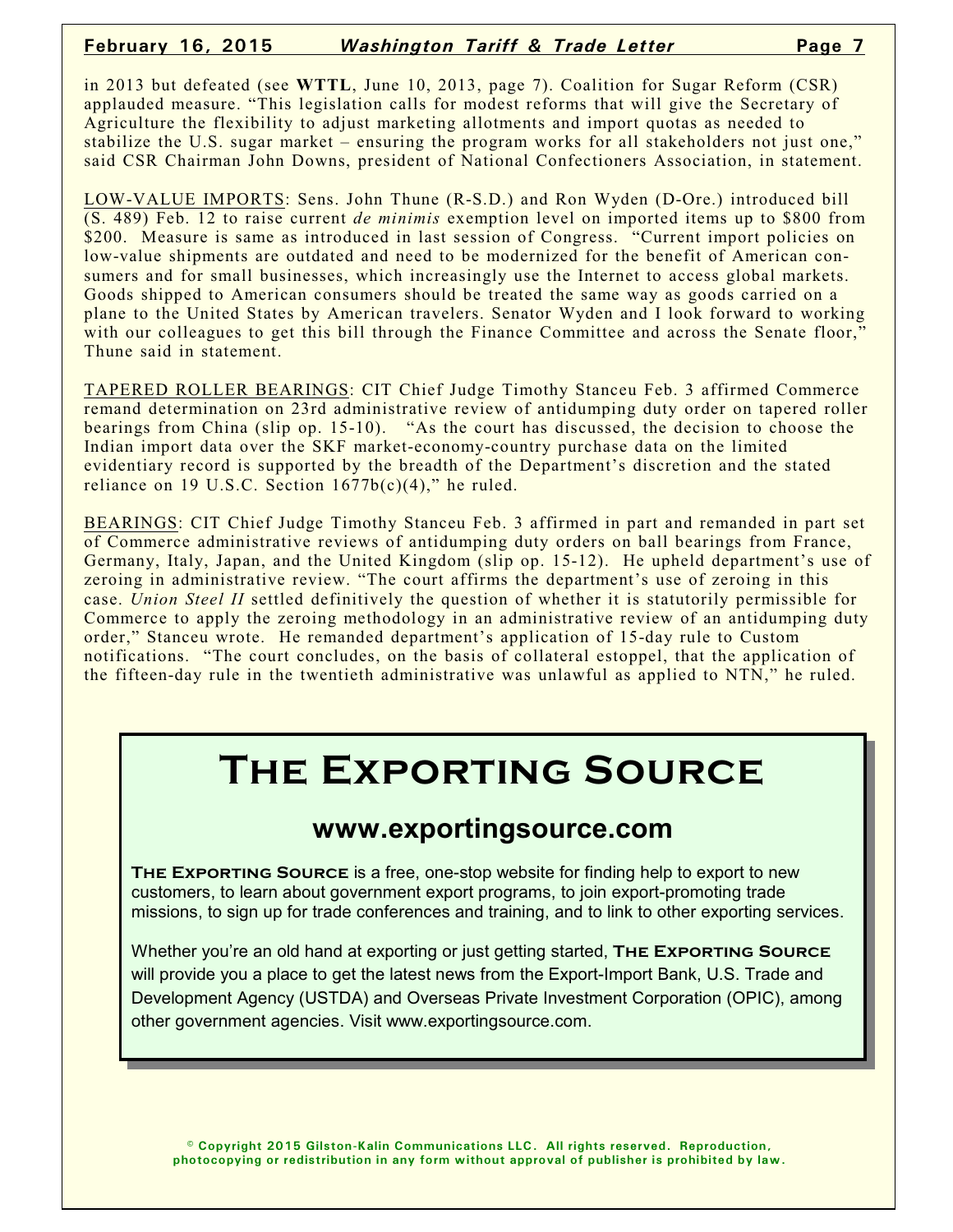in 2013 but defeated (see **WTTL**, June 10, 2013, page 7). Coalition for Sugar Reform (CSR) applauded measure. "This legislation calls for modest reforms that will give the Secretary of Agriculture the flexibility to adjust marketing allotments and import quotas as needed to stabilize the U.S. sugar market – ensuring the program works for all stakeholders not just one," said CSR Chairman John Downs, president of National Confectioners Association, in statement.

LOW-VALUE IMPORTS: Sens. John Thune (R-S.D.) and Ron Wyden (D-Ore.) introduced bill (S. 489) Feb. 12 to raise current *de minimis* exemption level on imported items up to $800 from $200. Measure is same as introduced in last session of Congress. "Current import policies on low-value shipments are outdated and need to be modernized for the benefit of American consumers and for small businesses, which increasingly use the Internet to access global markets. Goods shipped to American consumers should be treated the same way as goods carried on a plane to the United States by American travelers. Senator Wyden and I look forward to working with our colleagues to get this bill through the Finance Committee and across the Senate floor," Thune said in statement.

TAPERED ROLLER BEARINGS: CIT Chief Judge Timothy Stanceu Feb. 3 affirmed Commerce remand determination on 23rd administrative review of antidumping duty order on tapered roller bearings from China (slip op. 15-10). "As the court has discussed, the decision to choose the Indian import data over the SKF market-economy-country purchase data on the limited evidentiary record is supported by the breadth of the Department's discretion and the stated reliance on 19 U.S.C. Section 1677b(c)(4)," he ruled.

BEARINGS: CIT Chief Judge Timothy Stanceu Feb. 3 affirmed in part and remanded in part set of Commerce administrative reviews of antidumping duty orders on ball bearings from France, Germany, Italy, Japan, and the United Kingdom (slip op. 15-12). He upheld department's use of zeroing in administrative review. "The court affirms the department's use of zeroing in this case. *Union Steel II* settled definitively the question of whether it is statutorily permissible for Commerce to apply the zeroing methodology in an administrative review of an antidumping duty order," Stanceu wrote. He remanded department's application of 15-day rule to Custom notifications. "The court concludes, on the basis of collateral estoppel, that the application of the fifteen-day rule in the twentieth administrative was unlawful as applied to NTN," he ruled.

# The Exporting Source

## www.exportingsource.com

**The Exporting Source** is a free, one-stop website for finding help to export to new customers, to learn about government export programs, to join export-promoting trade missions, to sign up for trade conferences and training, and to link to other exporting services.

Whether you're an old hand at exporting or just getting started, **The Exporting Source** will provide you a place to get the latest news from the Export-Import Bank, U.S. Trade and Development Agency (USTDA) and Overseas Private Investment Corporation (OPIC), among other government agencies. Visit www.exportingsource.com.

© Copyright 2015 Gilston-Kalin Communications LLC. All rights reserved. Reproduction, photocopying or redistribution in any form without approval of publisher is prohibited by law.